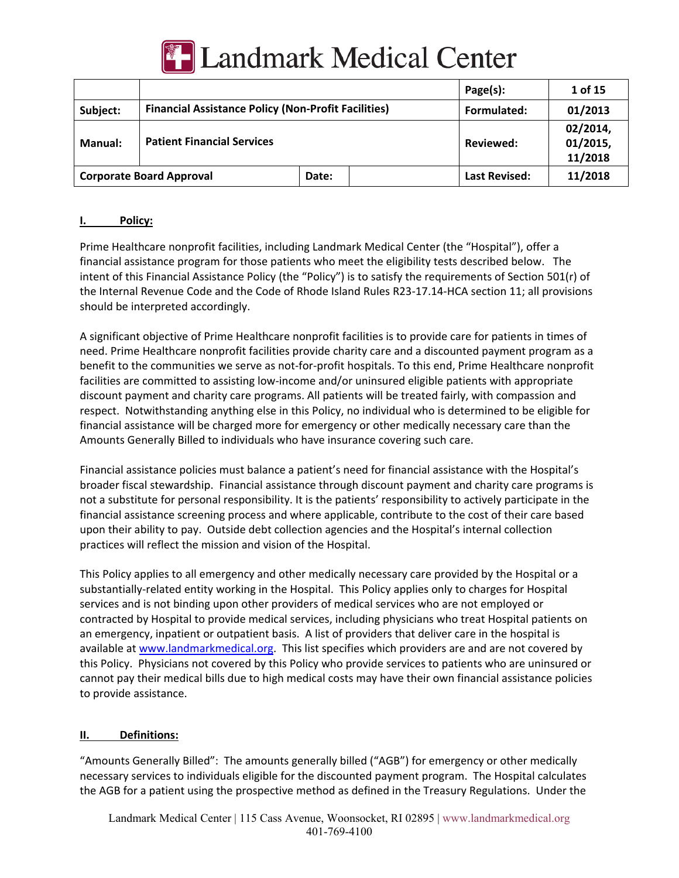# Landmark Medical Center

| | | | | Page(s): | 1 of 15 |
|---|---|---|---|---|---|
| **Subject:** | **Financial Assistance Policy (Non-Profit Facilities)** | | | **Formulated:** | **01/2013** |
| **Manual:** | **Patient Financial Services** | | | **Reviewed:** | **02/2014, 01/2015, 11/2018** |
| **Corporate Board Approval** | | **Date:** | | **Last Revised:** | **11/2018** |

## I. Policy:

Prime Healthcare nonprofit facilities, including Landmark Medical Center (the "Hospital"), offer a financial assistance program for those patients who meet the eligibility tests described below. The intent of this Financial Assistance Policy (the "Policy") is to satisfy the requirements of Section 501(r) of the Internal Revenue Code and the Code of Rhode Island Rules R23-17.14-HCA section 11; all provisions should be interpreted accordingly.

A significant objective of Prime Healthcare nonprofit facilities is to provide care for patients in times of need. Prime Healthcare nonprofit facilities provide charity care and a discounted payment program as a benefit to the communities we serve as not-for-profit hospitals. To this end, Prime Healthcare nonprofit facilities are committed to assisting low-income and/or uninsured eligible patients with appropriate discount payment and charity care programs. All patients will be treated fairly, with compassion and respect. Notwithstanding anything else in this Policy, no individual who is determined to be eligible for financial assistance will be charged more for emergency or other medically necessary care than the Amounts Generally Billed to individuals who have insurance covering such care.

Financial assistance policies must balance a patient's need for financial assistance with the Hospital's broader fiscal stewardship. Financial assistance through discount payment and charity care programs is not a substitute for personal responsibility. It is the patients' responsibility to actively participate in the financial assistance screening process and where applicable, contribute to the cost of their care based upon their ability to pay. Outside debt collection agencies and the Hospital's internal collection practices will reflect the mission and vision of the Hospital.

This Policy applies to all emergency and other medically necessary care provided by the Hospital or a substantially-related entity working in the Hospital. This Policy applies only to charges for Hospital services and is not binding upon other providers of medical services who are not employed or contracted by Hospital to provide medical services, including physicians who treat Hospital patients on an emergency, inpatient or outpatient basis. A list of providers that deliver care in the hospital is available at www.landmarkmedical.org. This list specifies which providers are and are not covered by this Policy. Physicians not covered by this Policy who provide services to patients who are uninsured or cannot pay their medical bills due to high medical costs may have their own financial assistance policies to provide assistance.

## II. Definitions:

"Amounts Generally Billed": The amounts generally billed ("AGB") for emergency or other medically necessary services to individuals eligible for the discounted payment program. The Hospital calculates the AGB for a patient using the prospective method as defined in the Treasury Regulations. Under the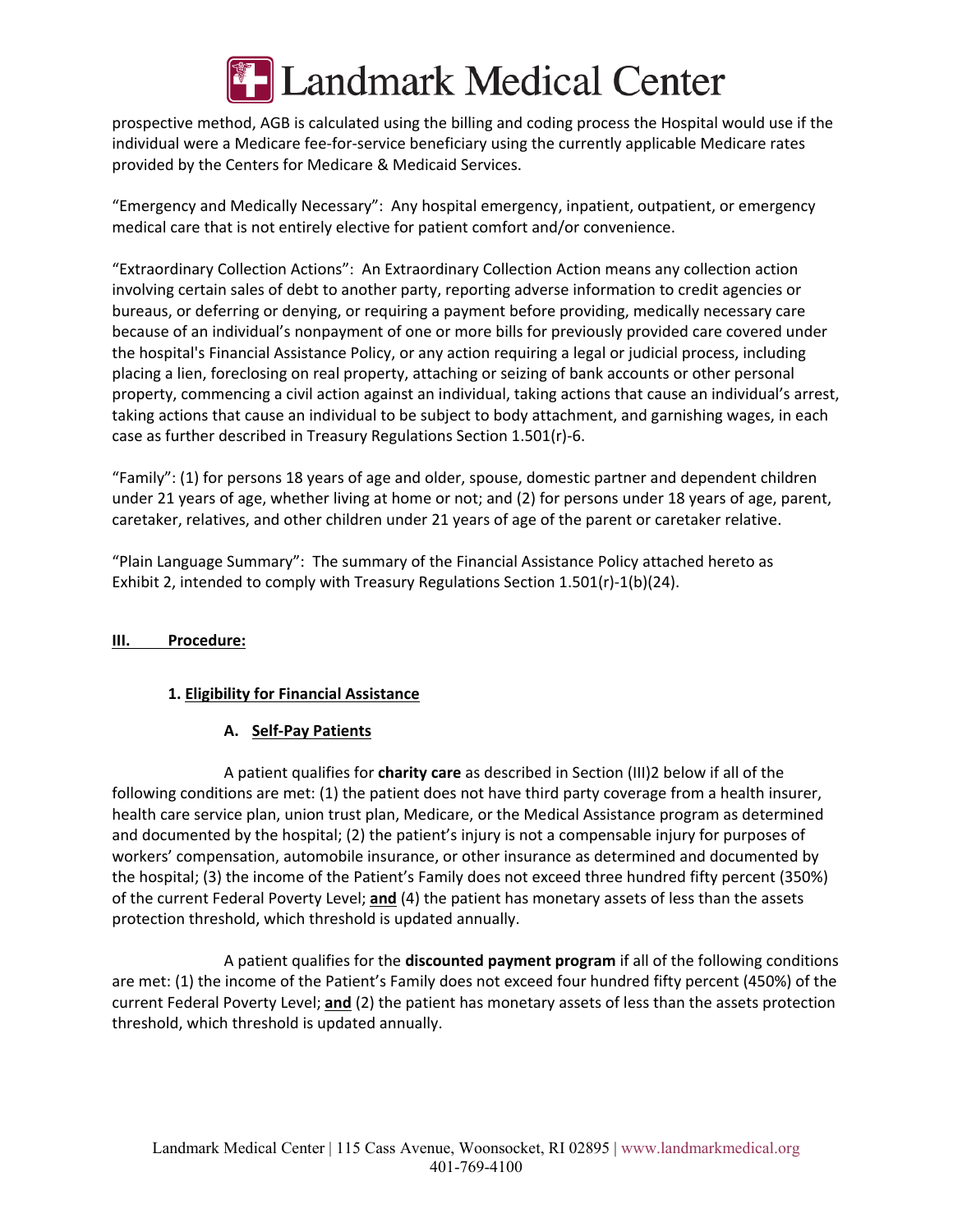prospective method, AGB is calculated using the billing and coding process the Hospital would use if the individual were a Medicare fee-for-service beneficiary using the currently applicable Medicare rates provided by the Centers for Medicare & Medicaid Services.

“Emergency and Medically Necessary”: Any hospital emergency, inpatient, outpatient, or emergency medical care that is not entirely elective for patient comfort and/or convenience.

“Extraordinary Collection Actions”: An Extraordinary Collection Action means any collection action involving certain sales of debt to another party, reporting adverse information to credit agencies or bureaus, or deferring or denying, or requiring a payment before providing, medically necessary care because of an individual’s nonpayment of one or more bills for previously provided care covered under the hospital's Financial Assistance Policy, or any action requiring a legal or judicial process, including placing a lien, foreclosing on real property, attaching or seizing of bank accounts or other personal property, commencing a civil action against an individual, taking actions that cause an individual’s arrest, taking actions that cause an individual to be subject to body attachment, and garnishing wages, in each case as further described in Treasury Regulations Section 1.501(r)-6.

“Family”: (1) for persons 18 years of age and older, spouse, domestic partner and dependent children under 21 years of age, whether living at home or not; and (2) for persons under 18 years of age, parent, caretaker, relatives, and other children under 21 years of age of the parent or caretaker relative.

“Plain Language Summary”: The summary of the Financial Assistance Policy attached hereto as Exhibit 2, intended to comply with Treasury Regulations Section 1.501(r)-1(b)(24).

## III. Procedure:

### 1. Eligibility for Financial Assistance

#### A. Self-Pay Patients

A patient qualifies for **charity care** as described in Section (III)2 below if all of the following conditions are met: (1) the patient does not have third party coverage from a health insurer, health care service plan, union trust plan, Medicare, or the Medical Assistance program as determined and documented by the hospital; (2) the patient’s injury is not a compensable injury for purposes of workers’ compensation, automobile insurance, or other insurance as determined and documented by the hospital; (3) the income of the Patient’s Family does not exceed three hundred fifty percent (350%) of the current Federal Poverty Level; **and** (4) the patient has monetary assets of less than the assets protection threshold, which threshold is updated annually.

A patient qualifies for the **discounted payment program** if all of the following conditions are met: (1) the income of the Patient’s Family does not exceed four hundred fifty percent (450%) of the current Federal Poverty Level; **and** (2) the patient has monetary assets of less than the assets protection threshold, which threshold is updated annually.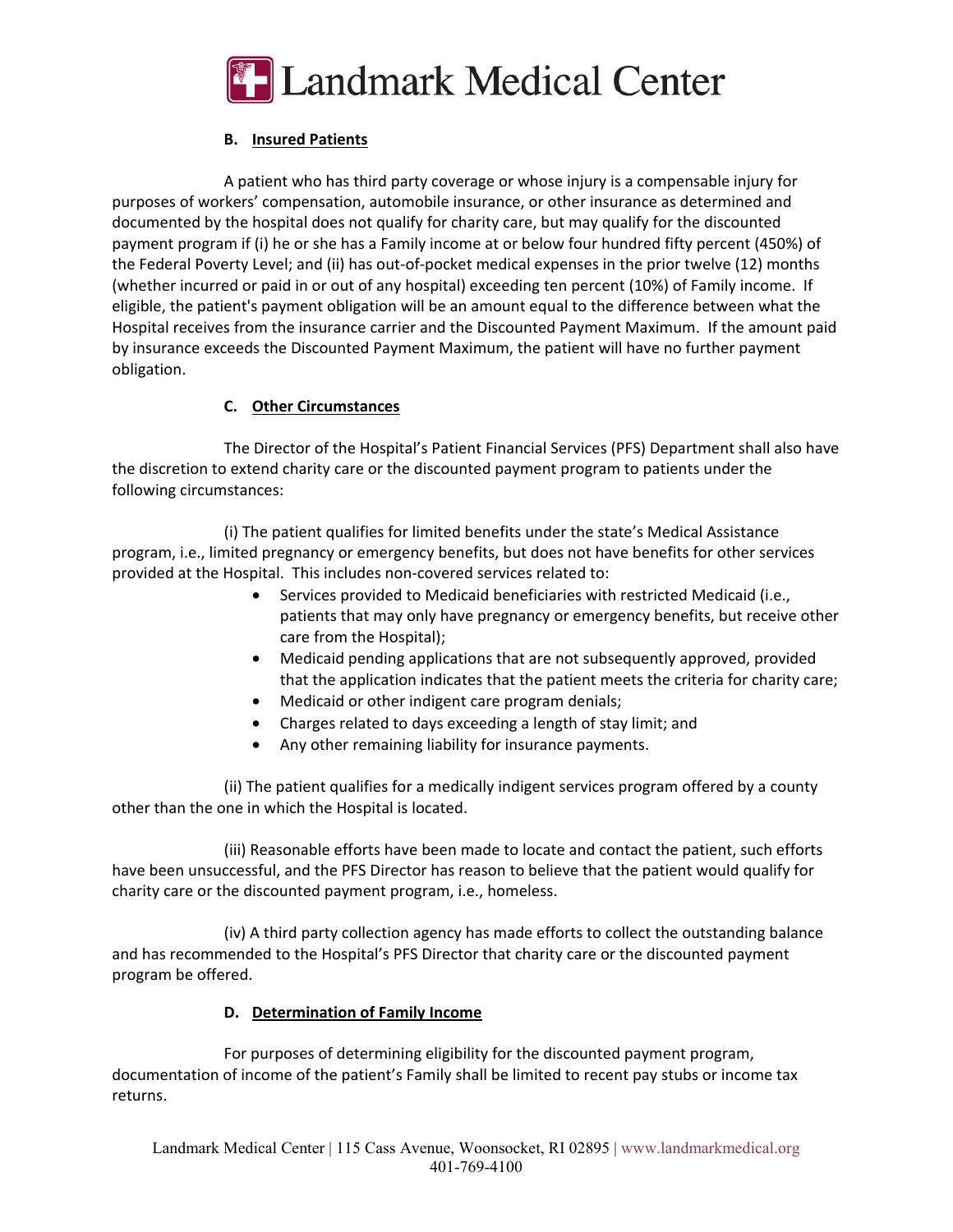### B. Insured Patients

A patient who has third party coverage or whose injury is a compensable injury for purposes of workers' compensation, automobile insurance, or other insurance as determined and documented by the hospital does not qualify for charity care, but may qualify for the discounted payment program if (i) he or she has a Family income at or below four hundred fifty percent (450%) of the Federal Poverty Level; and (ii) has out-of-pocket medical expenses in the prior twelve (12) months (whether incurred or paid in or out of any hospital) exceeding ten percent (10%) of Family income. If eligible, the patient's payment obligation will be an amount equal to the difference between what the Hospital receives from the insurance carrier and the Discounted Payment Maximum. If the amount paid by insurance exceeds the Discounted Payment Maximum, the patient will have no further payment obligation.

### C. Other Circumstances

The Director of the Hospital's Patient Financial Services (PFS) Department shall also have the discretion to extend charity care or the discounted payment program to patients under the following circumstances:

(i) The patient qualifies for limited benefits under the state's Medical Assistance program, i.e., limited pregnancy or emergency benefits, but does not have benefits for other services provided at the Hospital. This includes non-covered services related to:

- Services provided to Medicaid beneficiaries with restricted Medicaid (i.e., patients that may only have pregnancy or emergency benefits, but receive other care from the Hospital);
- Medicaid pending applications that are not subsequently approved, provided that the application indicates that the patient meets the criteria for charity care;
- Medicaid or other indigent care program denials;
- Charges related to days exceeding a length of stay limit; and
- Any other remaining liability for insurance payments.

(ii) The patient qualifies for a medically indigent services program offered by a county other than the one in which the Hospital is located.

(iii) Reasonable efforts have been made to locate and contact the patient, such efforts have been unsuccessful, and the PFS Director has reason to believe that the patient would qualify for charity care or the discounted payment program, i.e., homeless.

(iv) A third party collection agency has made efforts to collect the outstanding balance and has recommended to the Hospital's PFS Director that charity care or the discounted payment program be offered.

### D. Determination of Family Income

For purposes of determining eligibility for the discounted payment program, documentation of income of the patient's Family shall be limited to recent pay stubs or income tax returns.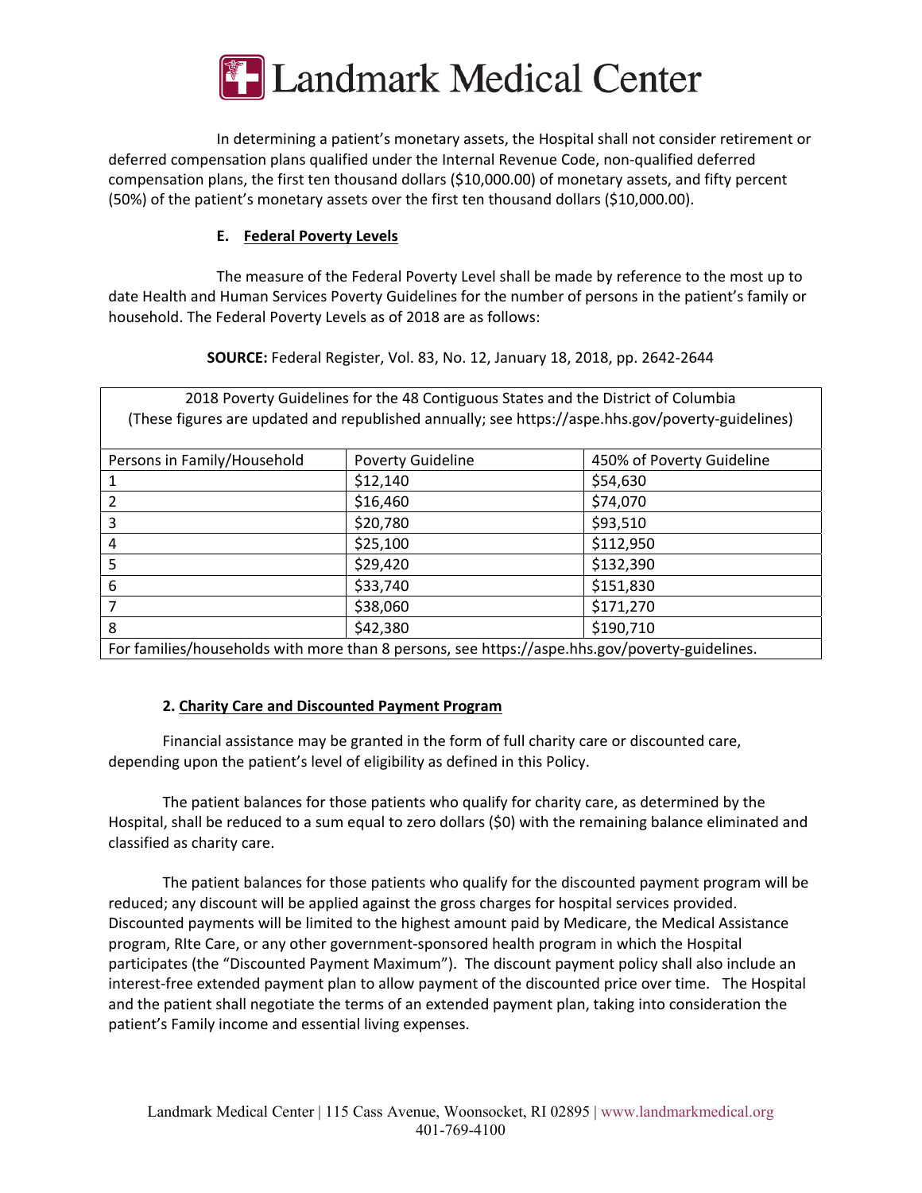In determining a patient's monetary assets, the Hospital shall not consider retirement or deferred compensation plans qualified under the Internal Revenue Code, non-qualified deferred compensation plans, the first ten thousand dollars ($10,000.00) of monetary assets, and fifty percent (50%) of the patient's monetary assets over the first ten thousand dollars ($10,000.00).

### E. Federal Poverty Levels

The measure of the Federal Poverty Level shall be made by reference to the most up to date Health and Human Services Poverty Guidelines for the number of persons in the patient's family or household. The Federal Poverty Levels as of 2018 are as follows:

**SOURCE:** Federal Register, Vol. 83, No. 12, January 18, 2018, pp. 2642-2644

| 2018 Poverty Guidelines for the 48 Contiguous States and the District of Columbia (These figures are updated and republished annually; see https://aspe.hhs.gov/poverty-guidelines) | | |
|---|---|---|
| Persons in Family/Household | Poverty Guideline | 450% of Poverty Guideline |
| 1 | $12,140 | $54,630 |
| 2 | $16,460 | $74,070 |
| 3 | $20,780 | $93,510 |
| 4 | $25,100 | $112,950 |
| 5 | $29,420 | $132,390 |
| 6 | $33,740 | $151,830 |
| 7 | $38,060 | $171,270 |
| 8 | $42,380 | $190,710 |
| For families/households with more than 8 persons, see https://aspe.hhs.gov/poverty-guidelines. | | |

### 2. Charity Care and Discounted Payment Program

Financial assistance may be granted in the form of full charity care or discounted care, depending upon the patient's level of eligibility as defined in this Policy.

The patient balances for those patients who qualify for charity care, as determined by the Hospital, shall be reduced to a sum equal to zero dollars ($0) with the remaining balance eliminated and classified as charity care.

The patient balances for those patients who qualify for the discounted payment program will be reduced; any discount will be applied against the gross charges for hospital services provided. Discounted payments will be limited to the highest amount paid by Medicare, the Medical Assistance program, RIte Care, or any other government-sponsored health program in which the Hospital participates (the "Discounted Payment Maximum"). The discount payment policy shall also include an interest-free extended payment plan to allow payment of the discounted price over time. The Hospital and the patient shall negotiate the terms of an extended payment plan, taking into consideration the patient's Family income and essential living expenses.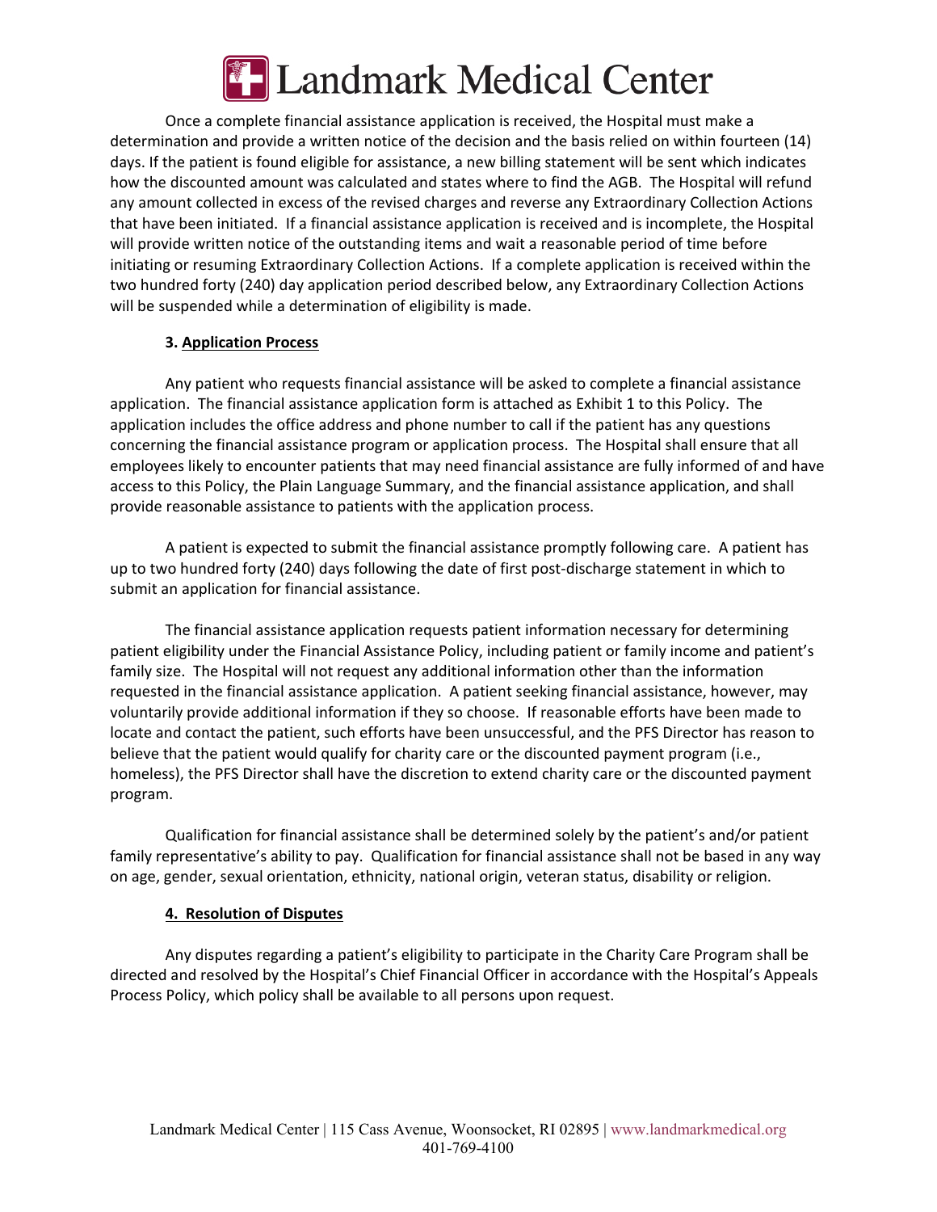Once a complete financial assistance application is received, the Hospital must make a determination and provide a written notice of the decision and the basis relied on within fourteen (14) days. If the patient is found eligible for assistance, a new billing statement will be sent which indicates how the discounted amount was calculated and states where to find the AGB. The Hospital will refund any amount collected in excess of the revised charges and reverse any Extraordinary Collection Actions that have been initiated. If a financial assistance application is received and is incomplete, the Hospital will provide written notice of the outstanding items and wait a reasonable period of time before initiating or resuming Extraordinary Collection Actions. If a complete application is received within the two hundred forty (240) day application period described below, any Extraordinary Collection Actions will be suspended while a determination of eligibility is made.

**3. Application Process**

Any patient who requests financial assistance will be asked to complete a financial assistance application. The financial assistance application form is attached as Exhibit 1 to this Policy. The application includes the office address and phone number to call if the patient has any questions concerning the financial assistance program or application process. The Hospital shall ensure that all employees likely to encounter patients that may need financial assistance are fully informed of and have access to this Policy, the Plain Language Summary, and the financial assistance application, and shall provide reasonable assistance to patients with the application process.

A patient is expected to submit the financial assistance promptly following care. A patient has up to two hundred forty (240) days following the date of first post-discharge statement in which to submit an application for financial assistance.

The financial assistance application requests patient information necessary for determining patient eligibility under the Financial Assistance Policy, including patient or family income and patient's family size. The Hospital will not request any additional information other than the information requested in the financial assistance application. A patient seeking financial assistance, however, may voluntarily provide additional information if they so choose. If reasonable efforts have been made to locate and contact the patient, such efforts have been unsuccessful, and the PFS Director has reason to believe that the patient would qualify for charity care or the discounted payment program (i.e., homeless), the PFS Director shall have the discretion to extend charity care or the discounted payment program.

Qualification for financial assistance shall be determined solely by the patient's and/or patient family representative's ability to pay. Qualification for financial assistance shall not be based in any way on age, gender, sexual orientation, ethnicity, national origin, veteran status, disability or religion.

**4. Resolution of Disputes**

Any disputes regarding a patient's eligibility to participate in the Charity Care Program shall be directed and resolved by the Hospital's Chief Financial Officer in accordance with the Hospital's Appeals Process Policy, which policy shall be available to all persons upon request.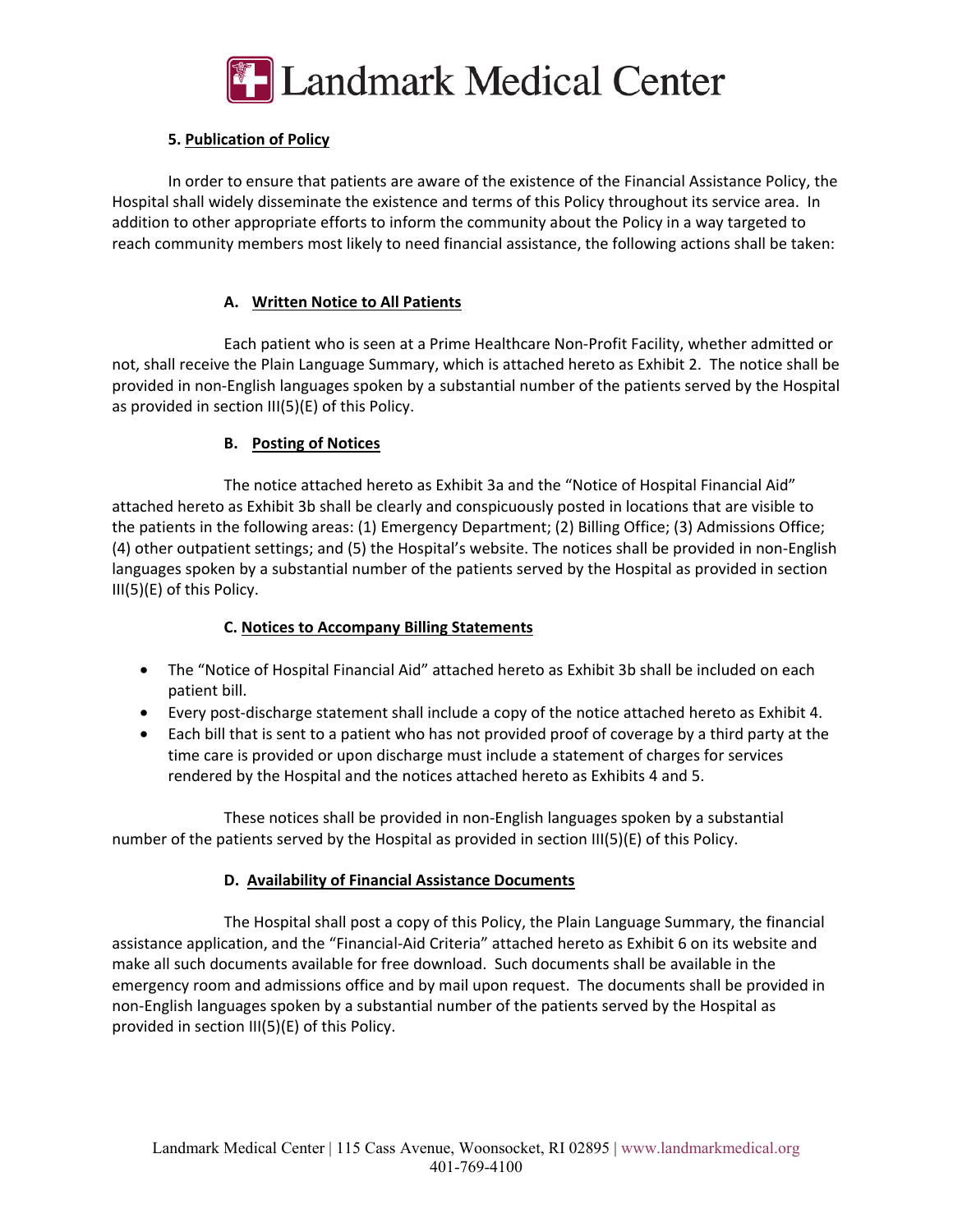### 5. Publication of Policy

In order to ensure that patients are aware of the existence of the Financial Assistance Policy, the Hospital shall widely disseminate the existence and terms of this Policy throughout its service area. In addition to other appropriate efforts to inform the community about the Policy in a way targeted to reach community members most likely to need financial assistance, the following actions shall be taken:

#### A. Written Notice to All Patients

Each patient who is seen at a Prime Healthcare Non-Profit Facility, whether admitted or not, shall receive the Plain Language Summary, which is attached hereto as Exhibit 2. The notice shall be provided in non-English languages spoken by a substantial number of the patients served by the Hospital as provided in section III(5)(E) of this Policy.

#### B. Posting of Notices

The notice attached hereto as Exhibit 3a and the "Notice of Hospital Financial Aid" attached hereto as Exhibit 3b shall be clearly and conspicuously posted in locations that are visible to the patients in the following areas: (1) Emergency Department; (2) Billing Office; (3) Admissions Office; (4) other outpatient settings; and (5) the Hospital's website. The notices shall be provided in non-English languages spoken by a substantial number of the patients served by the Hospital as provided in section III(5)(E) of this Policy.

#### C. Notices to Accompany Billing Statements

- The "Notice of Hospital Financial Aid" attached hereto as Exhibit 3b shall be included on each patient bill.
- Every post-discharge statement shall include a copy of the notice attached hereto as Exhibit 4.
- Each bill that is sent to a patient who has not provided proof of coverage by a third party at the time care is provided or upon discharge must include a statement of charges for services rendered by the Hospital and the notices attached hereto as Exhibits 4 and 5.

These notices shall be provided in non-English languages spoken by a substantial number of the patients served by the Hospital as provided in section III(5)(E) of this Policy.

#### D. Availability of Financial Assistance Documents

The Hospital shall post a copy of this Policy, the Plain Language Summary, the financial assistance application, and the "Financial-Aid Criteria" attached hereto as Exhibit 6 on its website and make all such documents available for free download. Such documents shall be available in the emergency room and admissions office and by mail upon request. The documents shall be provided in non-English languages spoken by a substantial number of the patients served by the Hospital as provided in section III(5)(E) of this Policy.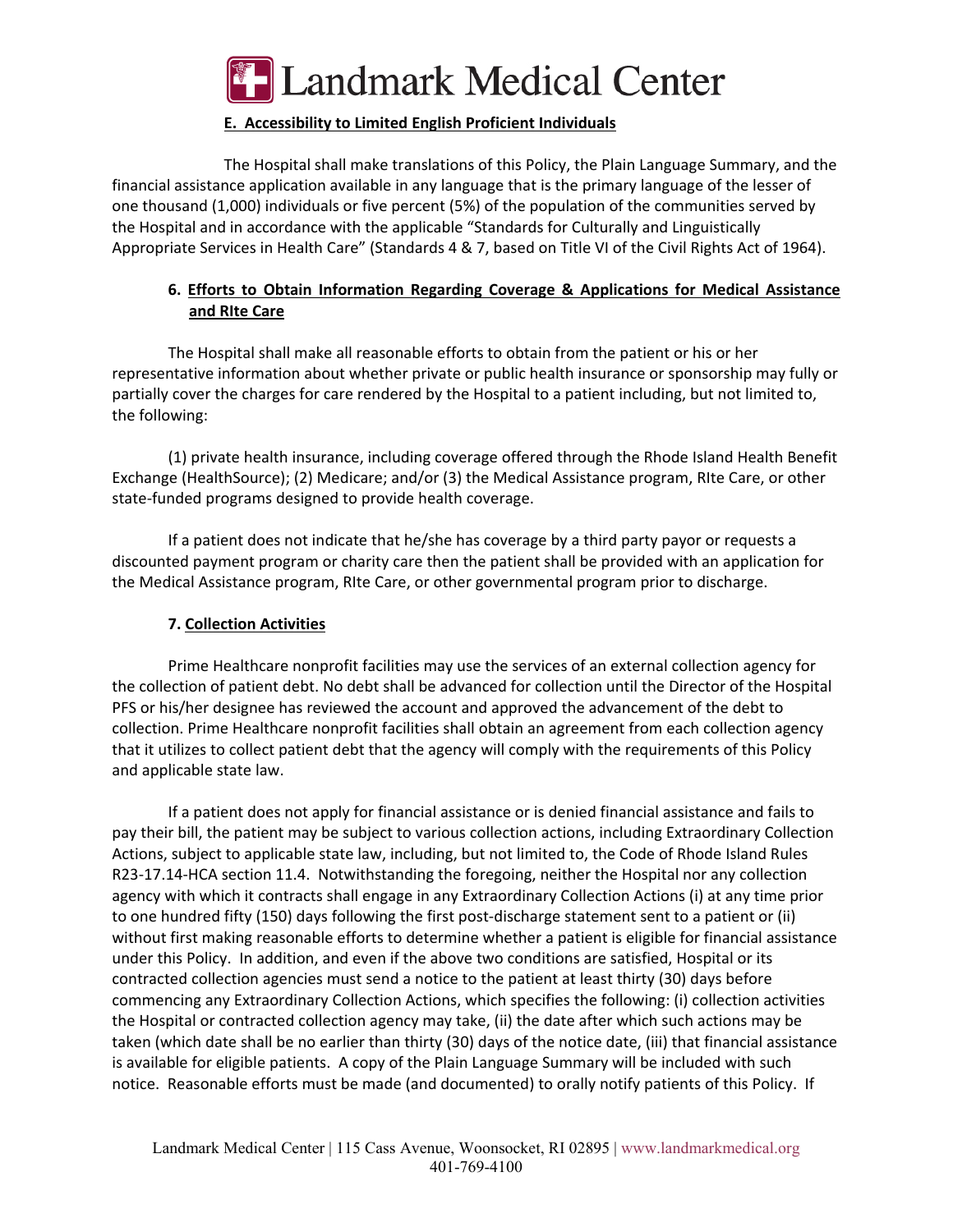### E. Accessibility to Limited English Proficient Individuals

The Hospital shall make translations of this Policy, the Plain Language Summary, and the financial assistance application available in any language that is the primary language of the lesser of one thousand (1,000) individuals or five percent (5%) of the population of the communities served by the Hospital and in accordance with the applicable "Standards for Culturally and Linguistically Appropriate Services in Health Care" (Standards 4 & 7, based on Title VI of the Civil Rights Act of 1964).

## 6. Efforts to Obtain Information Regarding Coverage & Applications for Medical Assistance and RIte Care

The Hospital shall make all reasonable efforts to obtain from the patient or his or her representative information about whether private or public health insurance or sponsorship may fully or partially cover the charges for care rendered by the Hospital to a patient including, but not limited to, the following:

(1) private health insurance, including coverage offered through the Rhode Island Health Benefit Exchange (HealthSource); (2) Medicare; and/or (3) the Medical Assistance program, RIte Care, or other state-funded programs designed to provide health coverage.

If a patient does not indicate that he/she has coverage by a third party payor or requests a discounted payment program or charity care then the patient shall be provided with an application for the Medical Assistance program, RIte Care, or other governmental program prior to discharge.

## 7. Collection Activities

Prime Healthcare nonprofit facilities may use the services of an external collection agency for the collection of patient debt. No debt shall be advanced for collection until the Director of the Hospital PFS or his/her designee has reviewed the account and approved the advancement of the debt to collection. Prime Healthcare nonprofit facilities shall obtain an agreement from each collection agency that it utilizes to collect patient debt that the agency will comply with the requirements of this Policy and applicable state law.

If a patient does not apply for financial assistance or is denied financial assistance and fails to pay their bill, the patient may be subject to various collection actions, including Extraordinary Collection Actions, subject to applicable state law, including, but not limited to, the Code of Rhode Island Rules R23-17.14-HCA section 11.4. Notwithstanding the foregoing, neither the Hospital nor any collection agency with which it contracts shall engage in any Extraordinary Collection Actions (i) at any time prior to one hundred fifty (150) days following the first post-discharge statement sent to a patient or (ii) without first making reasonable efforts to determine whether a patient is eligible for financial assistance under this Policy. In addition, and even if the above two conditions are satisfied, Hospital or its contracted collection agencies must send a notice to the patient at least thirty (30) days before commencing any Extraordinary Collection Actions, which specifies the following: (i) collection activities the Hospital or contracted collection agency may take, (ii) the date after which such actions may be taken (which date shall be no earlier than thirty (30) days of the notice date, (iii) that financial assistance is available for eligible patients. A copy of the Plain Language Summary will be included with such notice. Reasonable efforts must be made (and documented) to orally notify patients of this Policy. If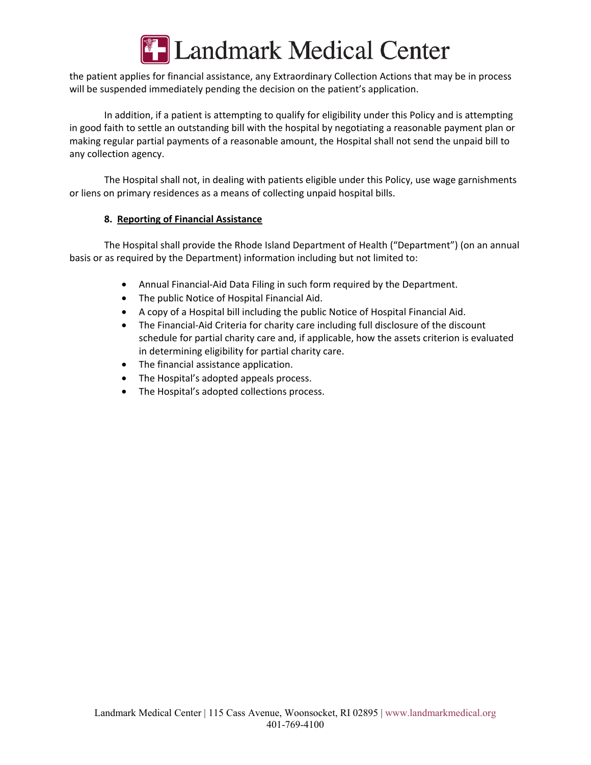the patient applies for financial assistance, any Extraordinary Collection Actions that may be in process will be suspended immediately pending the decision on the patient's application.

In addition, if a patient is attempting to qualify for eligibility under this Policy and is attempting in good faith to settle an outstanding bill with the hospital by negotiating a reasonable payment plan or making regular partial payments of a reasonable amount, the Hospital shall not send the unpaid bill to any collection agency.

The Hospital shall not, in dealing with patients eligible under this Policy, use wage garnishments or liens on primary residences as a means of collecting unpaid hospital bills.

### 8. Reporting of Financial Assistance

The Hospital shall provide the Rhode Island Department of Health ("Department") (on an annual basis or as required by the Department) information including but not limited to:

- Annual Financial-Aid Data Filing in such form required by the Department.
- The public Notice of Hospital Financial Aid.
- A copy of a Hospital bill including the public Notice of Hospital Financial Aid.
- The Financial-Aid Criteria for charity care including full disclosure of the discount schedule for partial charity care and, if applicable, how the assets criterion is evaluated in determining eligibility for partial charity care.
- The financial assistance application.
- The Hospital's adopted appeals process.
- The Hospital's adopted collections process.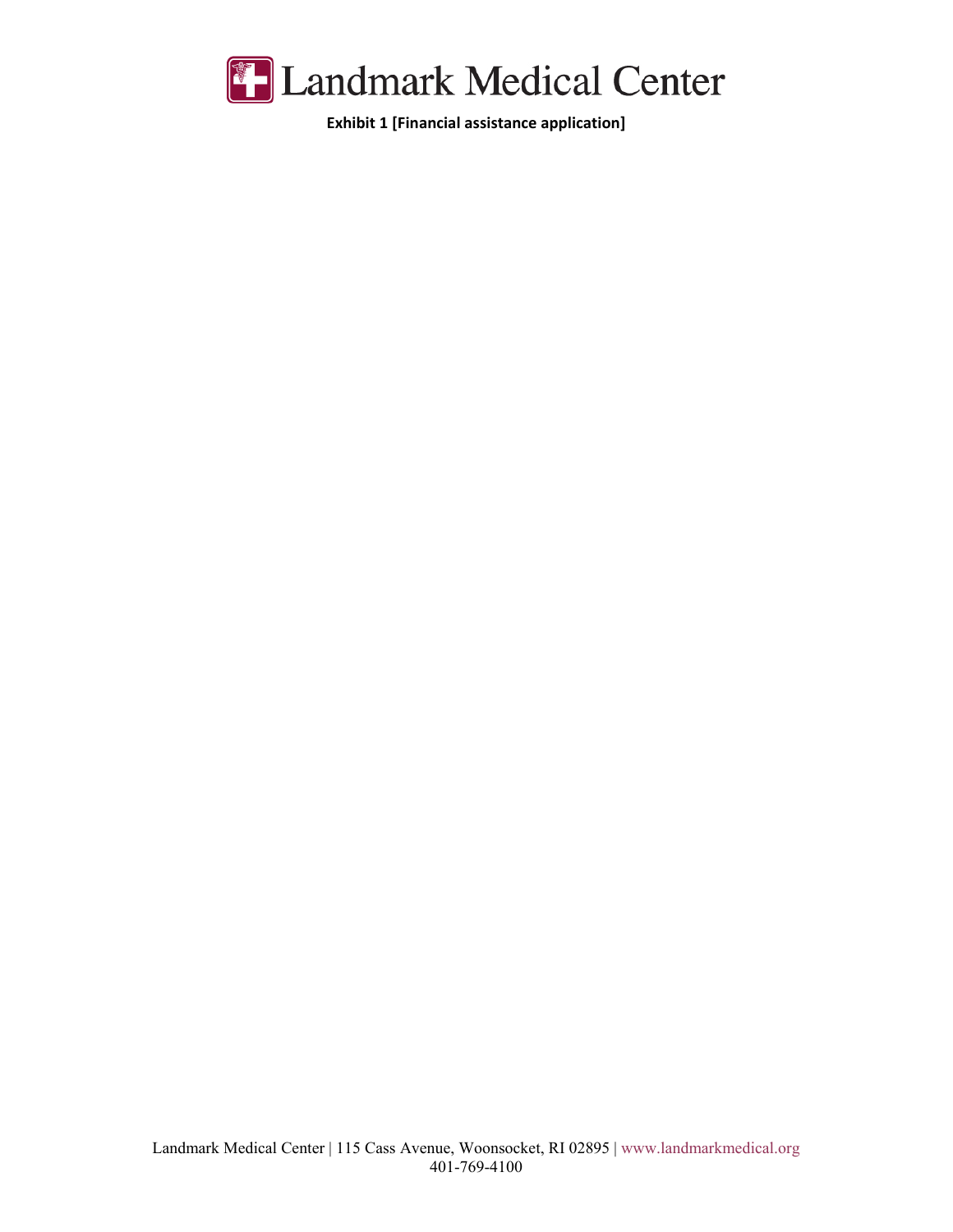**Exhibit 1 [Financial assistance application]**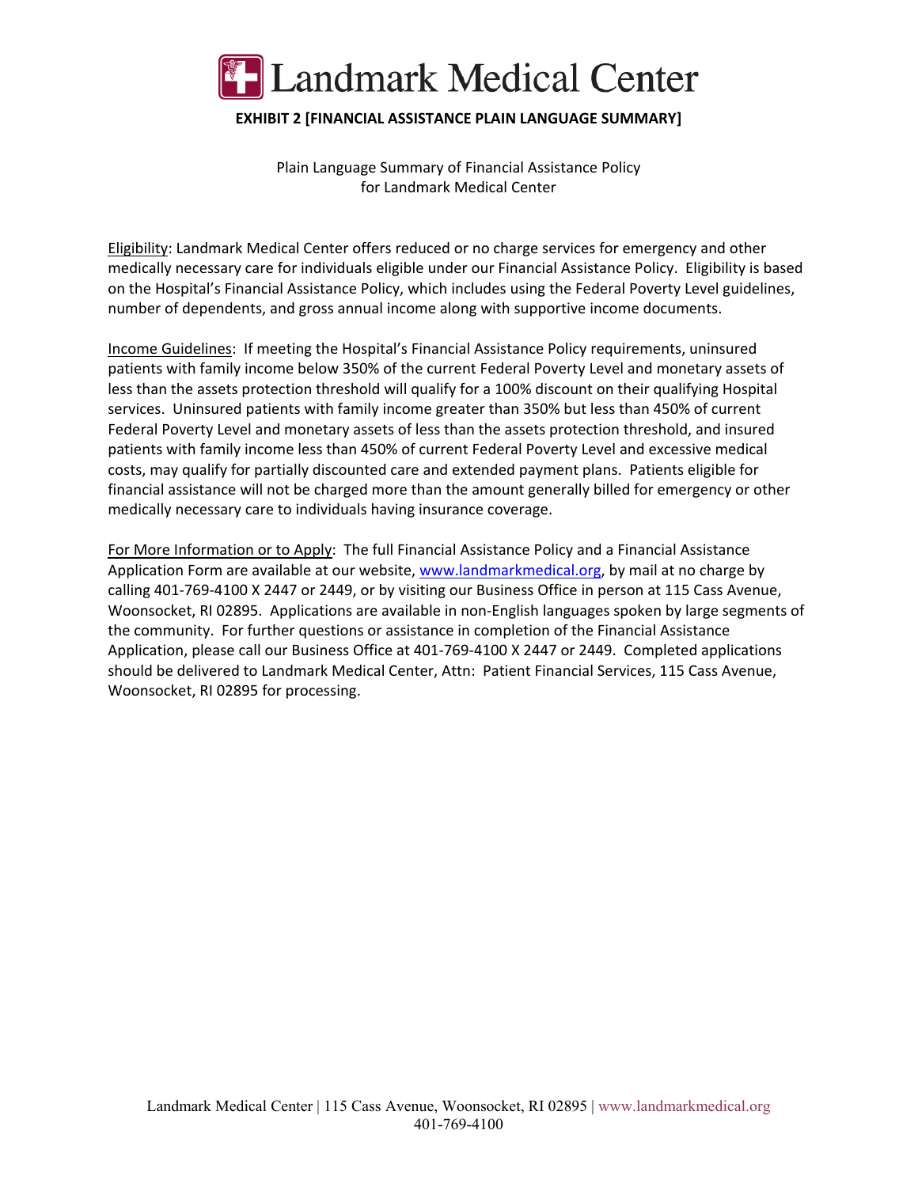# Landmark Medical Center

**EXHIBIT 2 [FINANCIAL ASSISTANCE PLAIN LANGUAGE SUMMARY]**

Plain Language Summary of Financial Assistance Policy
for Landmark Medical Center

Eligibility: Landmark Medical Center offers reduced or no charge services for emergency and other medically necessary care for individuals eligible under our Financial Assistance Policy. Eligibility is based on the Hospital's Financial Assistance Policy, which includes using the Federal Poverty Level guidelines, number of dependents, and gross annual income along with supportive income documents.

Income Guidelines: If meeting the Hospital's Financial Assistance Policy requirements, uninsured patients with family income below 350% of the current Federal Poverty Level and monetary assets of less than the assets protection threshold will qualify for a 100% discount on their qualifying Hospital services. Uninsured patients with family income greater than 350% but less than 450% of current Federal Poverty Level and monetary assets of less than the assets protection threshold, and insured patients with family income less than 450% of current Federal Poverty Level and excessive medical costs, may qualify for partially discounted care and extended payment plans. Patients eligible for financial assistance will not be charged more than the amount generally billed for emergency or other medically necessary care to individuals having insurance coverage.

For More Information or to Apply: The full Financial Assistance Policy and a Financial Assistance Application Form are available at our website, www.landmarkmedical.org, by mail at no charge by calling 401-769-4100 X 2447 or 2449, or by visiting our Business Office in person at 115 Cass Avenue, Woonsocket, RI 02895. Applications are available in non-English languages spoken by large segments of the community. For further questions or assistance in completion of the Financial Assistance Application, please call our Business Office at 401-769-4100 X 2447 or 2449. Completed applications should be delivered to Landmark Medical Center, Attn: Patient Financial Services, 115 Cass Avenue, Woonsocket, RI 02895 for processing.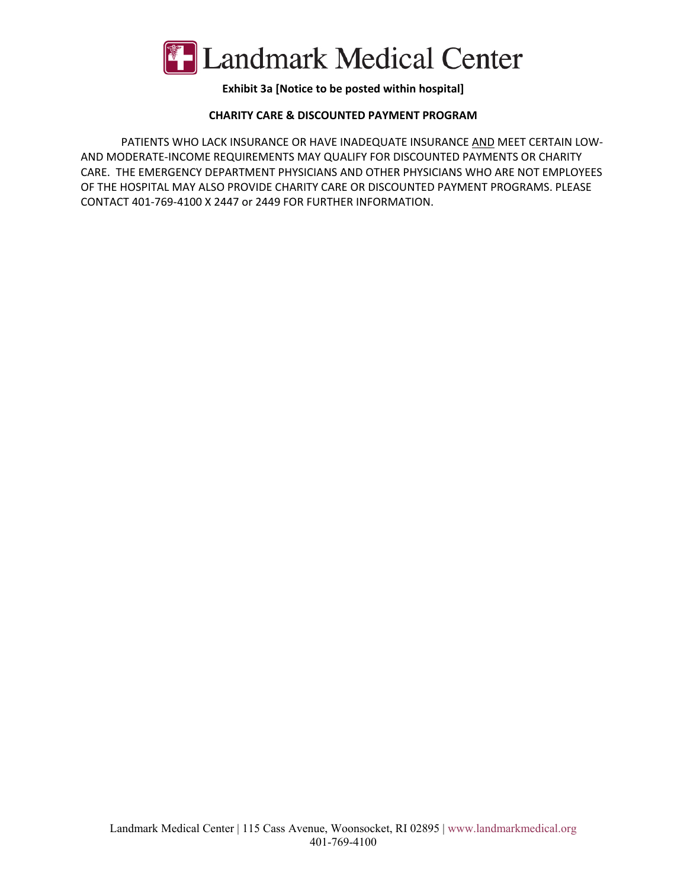**Exhibit 3a [Notice to be posted within hospital]**

**CHARITY CARE & DISCOUNTED PAYMENT PROGRAM**

PATIENTS WHO LACK INSURANCE OR HAVE INADEQUATE INSURANCE AND MEET CERTAIN LOW- AND MODERATE-INCOME REQUIREMENTS MAY QUALIFY FOR DISCOUNTED PAYMENTS OR CHARITY CARE. THE EMERGENCY DEPARTMENT PHYSICIANS AND OTHER PHYSICIANS WHO ARE NOT EMPLOYEES OF THE HOSPITAL MAY ALSO PROVIDE CHARITY CARE OR DISCOUNTED PAYMENT PROGRAMS. PLEASE CONTACT 401-769-4100 X 2447 or 2449 FOR FURTHER INFORMATION.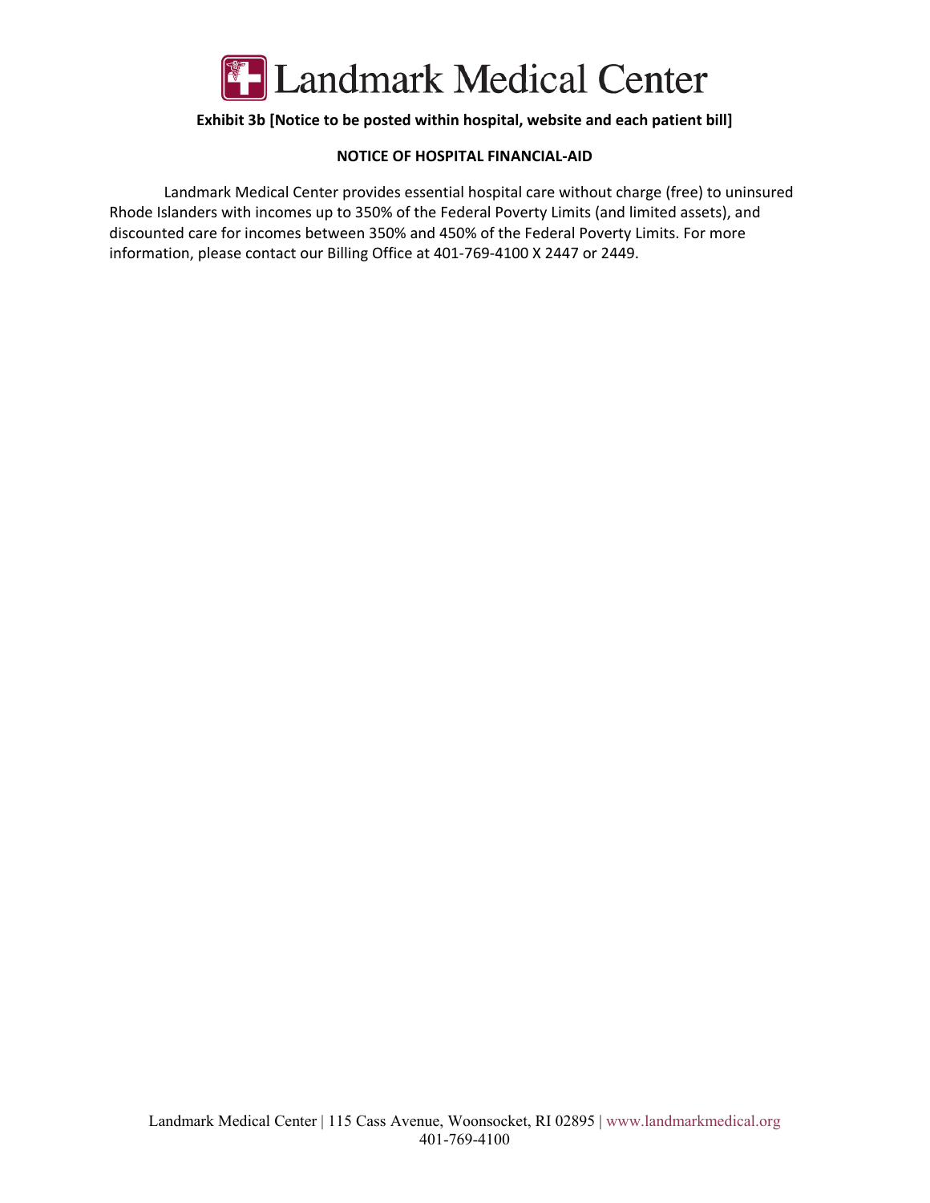Landmark Medical Center

**Exhibit 3b [Notice to be posted within hospital, website and each patient bill]**

**NOTICE OF HOSPITAL FINANCIAL-AID**

Landmark Medical Center provides essential hospital care without charge (free) to uninsured Rhode Islanders with incomes up to 350% of the Federal Poverty Limits (and limited assets), and discounted care for incomes between 350% and 450% of the Federal Poverty Limits. For more information, please contact our Billing Office at 401-769-4100 X 2447 or 2449.

Landmark Medical Center | 115 Cass Avenue, Woonsocket, RI 02895 | www.landmarkmedical.org
401-769-4100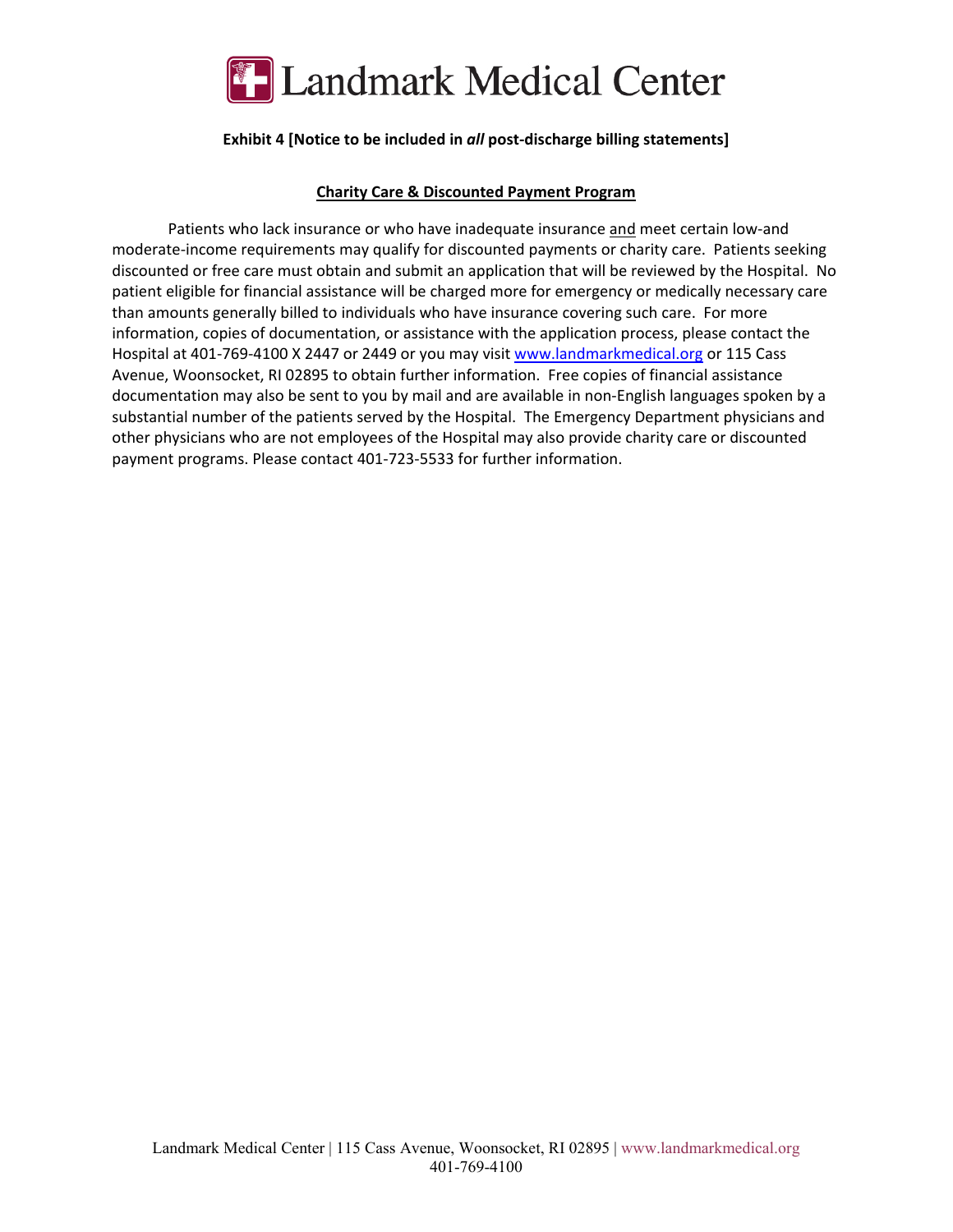# Landmark Medical Center

**Exhibit 4 [Notice to be included in *all* post-discharge billing statements]**

## Charity Care & Discounted Payment Program

Patients who lack insurance or who have inadequate insurance and meet certain low-and moderate-income requirements may qualify for discounted payments or charity care. Patients seeking discounted or free care must obtain and submit an application that will be reviewed by the Hospital. No patient eligible for financial assistance will be charged more for emergency or medically necessary care than amounts generally billed to individuals who have insurance covering such care. For more information, copies of documentation, or assistance with the application process, please contact the Hospital at 401-769-4100 X 2447 or 2449 or you may visit www.landmarkmedical.org or 115 Cass Avenue, Woonsocket, RI 02895 to obtain further information. Free copies of financial assistance documentation may also be sent to you by mail and are available in non-English languages spoken by a substantial number of the patients served by the Hospital. The Emergency Department physicians and other physicians who are not employees of the Hospital may also provide charity care or discounted payment programs. Please contact 401-723-5533 for further information.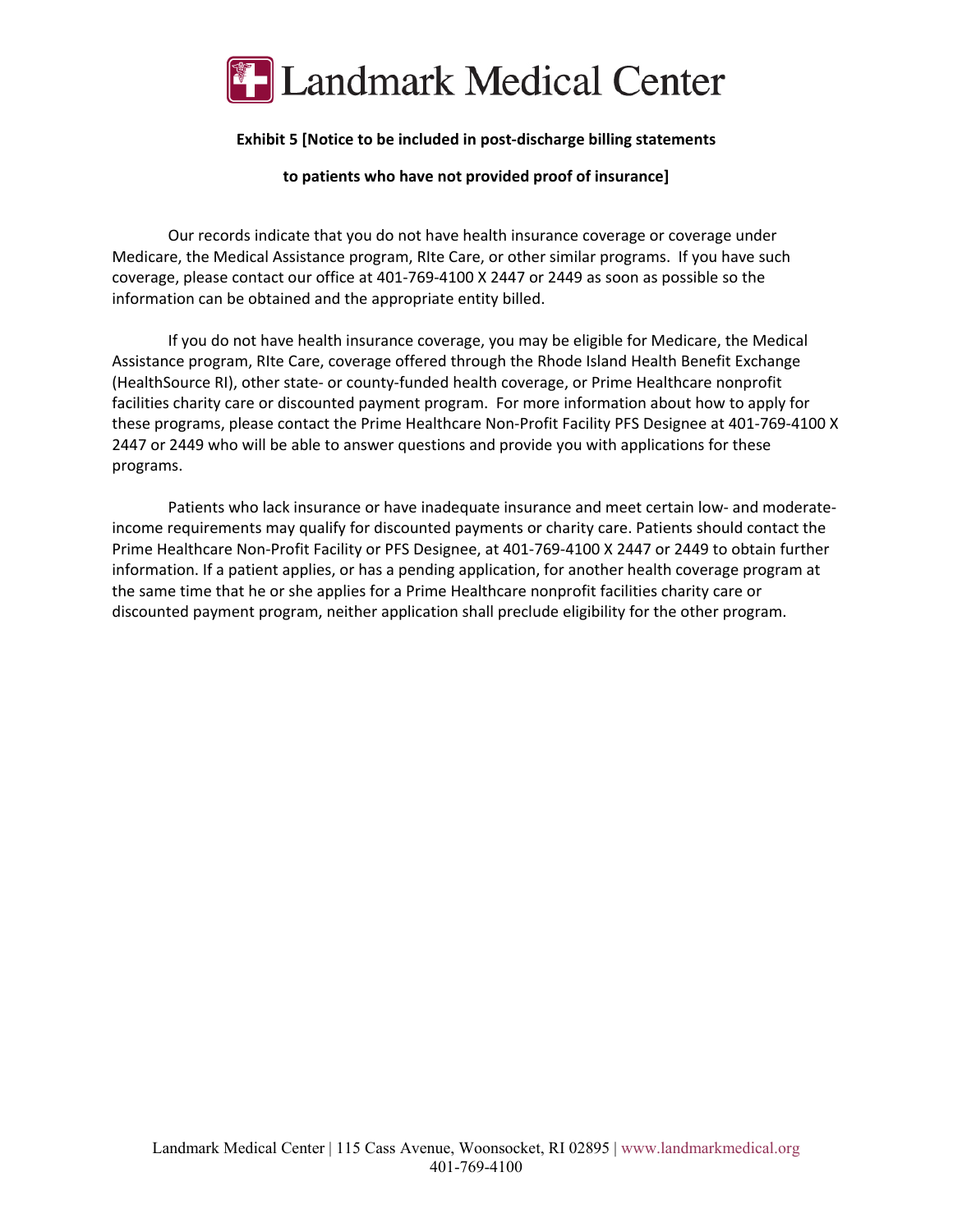# Landmark Medical Center

**Exhibit 5 [Notice to be included in post-discharge billing statements**

**to patients who have not provided proof of insurance]**

Our records indicate that you do not have health insurance coverage or coverage under Medicare, the Medical Assistance program, RIte Care, or other similar programs. If you have such coverage, please contact our office at 401-769-4100 X 2447 or 2449 as soon as possible so the information can be obtained and the appropriate entity billed.

If you do not have health insurance coverage, you may be eligible for Medicare, the Medical Assistance program, RIte Care, coverage offered through the Rhode Island Health Benefit Exchange (HealthSource RI), other state- or county-funded health coverage, or Prime Healthcare nonprofit facilities charity care or discounted payment program. For more information about how to apply for these programs, please contact the Prime Healthcare Non-Profit Facility PFS Designee at 401-769-4100 X 2447 or 2449 who will be able to answer questions and provide you with applications for these programs.

Patients who lack insurance or have inadequate insurance and meet certain low- and moderate-income requirements may qualify for discounted payments or charity care. Patients should contact the Prime Healthcare Non-Profit Facility or PFS Designee, at 401-769-4100 X 2447 or 2449 to obtain further information. If a patient applies, or has a pending application, for another health coverage program at the same time that he or she applies for a Prime Healthcare nonprofit facilities charity care or discounted payment program, neither application shall preclude eligibility for the other program.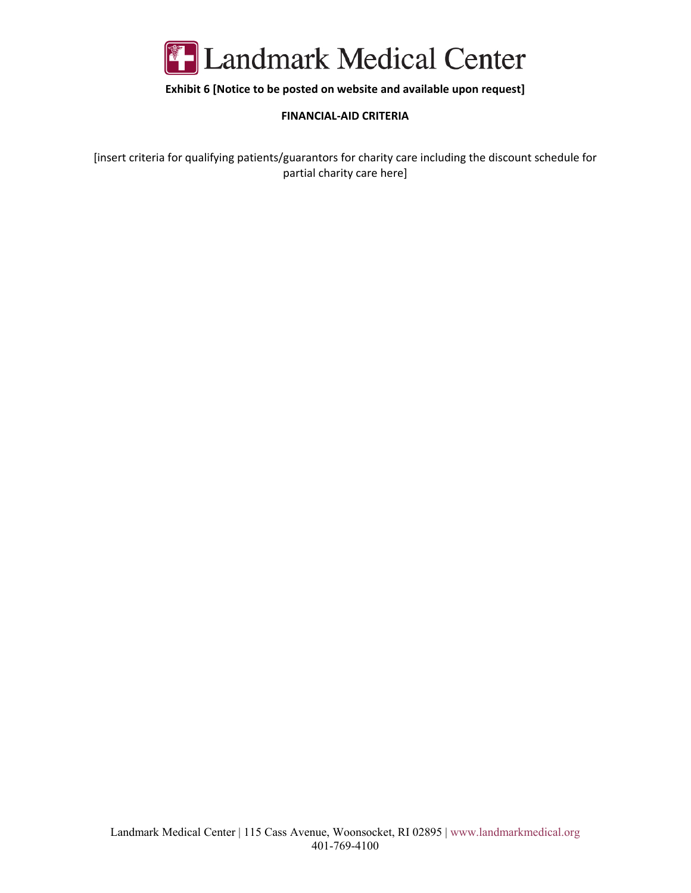**Exhibit 6 [Notice to be posted on website and available upon request]**

**FINANCIAL-AID CRITERIA**

[insert criteria for qualifying patients/guarantors for charity care including the discount schedule for partial charity care here]